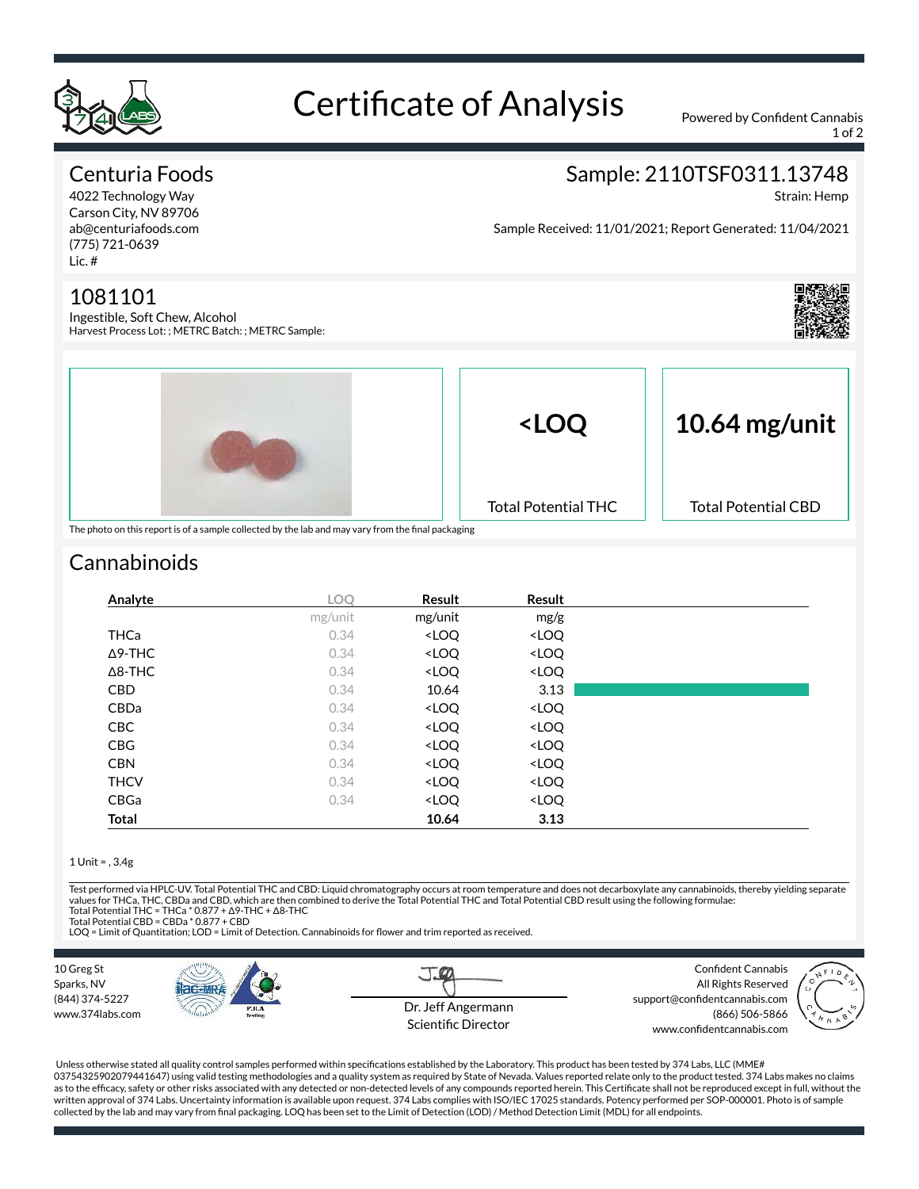# Certificate of Analysis

Powered by Confident Cannabis

## Centuria Foods

4022 Technology Way
Carson City, NV 89706
ab@centuriafoods.com
(775) 721-0639
Lic. #

## Sample: 2110TSF0311.13748

Strain: Hemp

Sample Received: 11/01/2021; Report Generated: 11/04/2021

## 1081101

Ingestible, Soft Chew, Alcohol
Harvest Process Lot: ; METRC Batch: ; METRC Sample:

**<LOQ**
Total Potential THC

**10.64 mg/unit**
Total Potential CBD

The photo on this report is of a sample collected by the lab and may vary from the final packaging

## Cannabinoids

| Analyte | LOQ | Result | Result |
|---|---|---|---|
| | mg/unit | mg/unit | mg/g |
| THCa | 0.34 | <LOQ | <LOQ |
| Δ9-THC | 0.34 | <LOQ | <LOQ |
| Δ8-THC | 0.34 | <LOQ | <LOQ |
| CBD | 0.34 | 10.64 | 3.13 |
| CBDa | 0.34 | <LOQ | <LOQ |
| CBC | 0.34 | <LOQ | <LOQ |
| CBG | 0.34 | <LOQ | <LOQ |
| CBN | 0.34 | <LOQ | <LOQ |
| THCV | 0.34 | <LOQ | <LOQ |
| CBGa | 0.34 | <LOQ | <LOQ |
| **Total** | | **10.64** | **3.13** |

1 Unit = , 3.4g

Test performed via HPLC-UV. Total Potential THC and CBD: Liquid chromatography occurs at room temperature and does not decarboxylate any cannabinoids, thereby yielding separate values for THCa, THC, CBDa and CBD, which are then combined to derive the Total Potential THC and Total Potential CBD result using the following formulae:
Total Potential THC = THCa * 0.877 + Δ9-THC + Δ8-THC
Total Potential CBD = CBDa * 0.877 + CBD
LOQ = Limit of Quantitation; LOD = Limit of Detection. Cannabinoids for flower and trim reported as received.

10 Greg St
Sparks, NV
(844) 374-5227
www.374labs.com

Dr. Jeff Angermann
Scientific Director

Confident Cannabis
All Rights Reserved
support@confidentcannabis.com
(866) 506-5866
www.confidentcannabis.com

Unless otherwise stated all quality control samples performed within specifications established by the Laboratory. This product has been tested by 374 Labs, LLC (MME# 03754325902079441647) using valid testing methodologies and a quality system as required by State of Nevada. Values reported relate only to the product tested. 374 Labs makes no claims as to the efficacy, safety or other risks associated with any detected or non-detected levels of any compounds reported herein. This Certificate shall not be reproduced except in full, without the written approval of 374 Labs. Uncertainty information is available upon request. 374 Labs complies with ISO/IEC 17025 standards. Potency performed per SOP-000001. Photo is of sample collected by the lab and may vary from final packaging. LOQ has been set to the Limit of Detection (LOD) / Method Detection Limit (MDL) for all endpoints.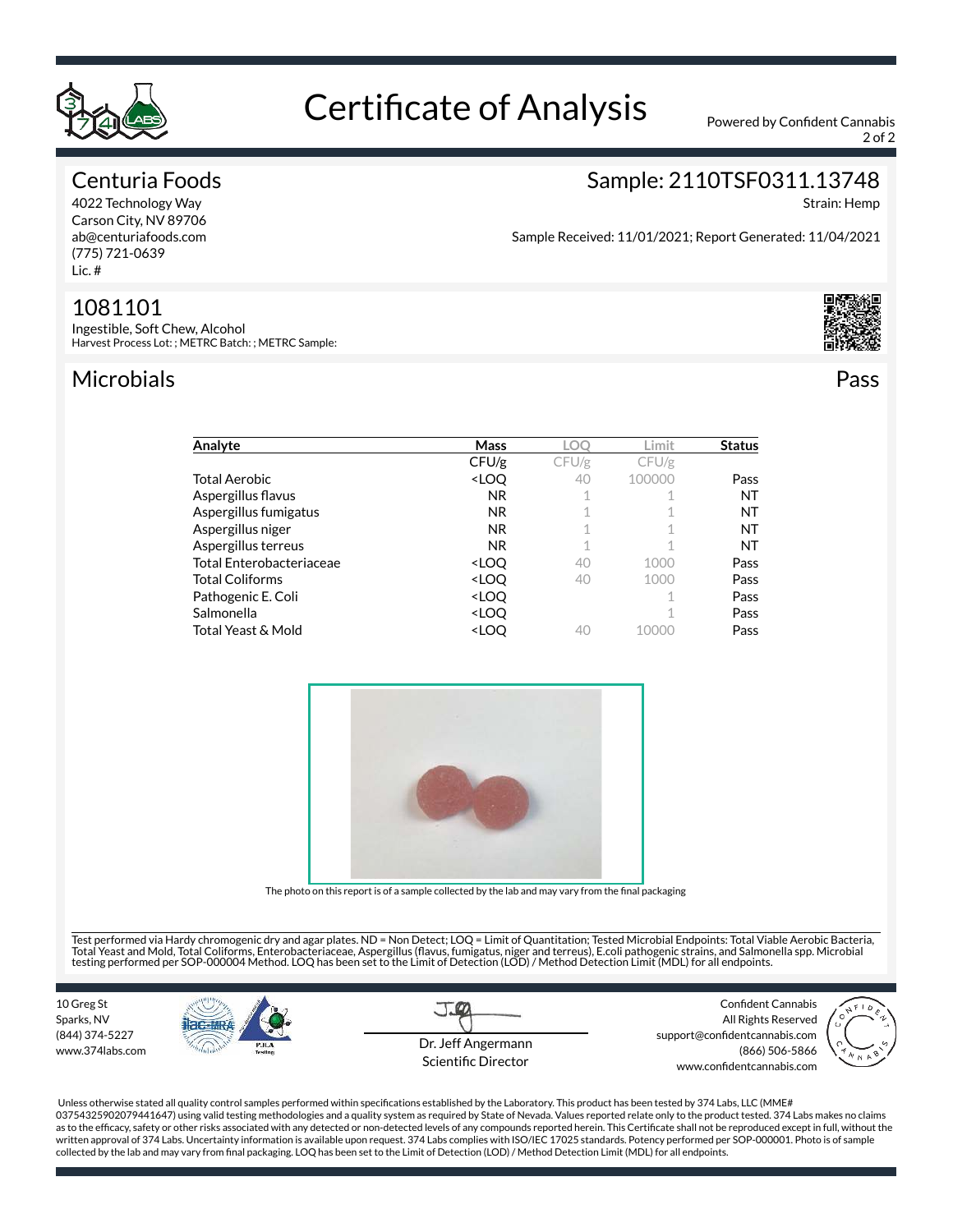# Certificate of Analysis

Powered by Confident Cannabis

## Centuria Foods

4022 Technology Way
Carson City, NV 89706
ab@centuriafoods.com
(775) 721-0639
Lic. #

## Sample: 2110TSF0311.13748

Strain: Hemp

Sample Received: 11/01/2021; Report Generated: 11/04/2021

## 1081101

Ingestible, Soft Chew, Alcohol
Harvest Process Lot: ; METRC Batch: ; METRC Sample:

## Microbials

Pass

| Analyte | Mass | LOQ | Limit | Status |
|---|---|---|---|---|
| | CFU/g | CFU/g | CFU/g | |
| Total Aerobic | <LOQ | 40 | 100000 | Pass |
| Aspergillus flavus | NR | 1 | 1 | NT |
| Aspergillus fumigatus | NR | 1 | 1 | NT |
| Aspergillus niger | NR | 1 | 1 | NT |
| Aspergillus terreus | NR | 1 | 1 | NT |
| Total Enterobacteriaceae | <LOQ | 40 | 1000 | Pass |
| Total Coliforms | <LOQ | 40 | 1000 | Pass |
| Pathogenic E. Coli | <LOQ | | 1 | Pass |
| Salmonella | <LOQ | | 1 | Pass |
| Total Yeast & Mold | <LOQ | 40 | 10000 | Pass |

The photo on this report is of a sample collected by the lab and may vary from the final packaging

Test performed via Hardy chromogenic dry and agar plates. ND = Non Detect; LOQ = Limit of Quantitation; Tested Microbial Endpoints: Total Viable Aerobic Bacteria, Total Yeast and Mold, Total Coliforms, Enterobacteriaceae, Aspergillus (flavus, fumigatus, niger and terreus), E.coli pathogenic strains, and Salmonella spp. Microbial testing performed per SOP-000004 Method. LOQ has been set to the Limit of Detection (LOD) / Method Detection Limit (MDL) for all endpoints.

10 Greg St
Sparks, NV
(844) 374-5227
www.374labs.com

Dr. Jeff Angermann
Scientific Director

Confident Cannabis
All Rights Reserved
support@confidentcannabis.com
(866) 506-5866
www.confidentcannabis.com

Unless otherwise stated all quality control samples performed within specifications established by the Laboratory. This product has been tested by 374 Labs, LLC (MME# 03754325902079441647) using valid testing methodologies and a quality system as required by State of Nevada. Values reported relate only to the product tested. 374 Labs makes no claims as to the efficacy, safety or other risks associated with any detected or non-detected levels of any compounds reported herein. This Certificate shall not be reproduced except in full, without the written approval of 374 Labs. Uncertainty information is available upon request. 374 Labs complies with ISO/IEC 17025 standards. Potency performed per SOP-000001. Photo is of sample collected by the lab and may vary from final packaging. LOQ has been set to the Limit of Detection (LOD) / Method Detection Limit (MDL) for all endpoints.